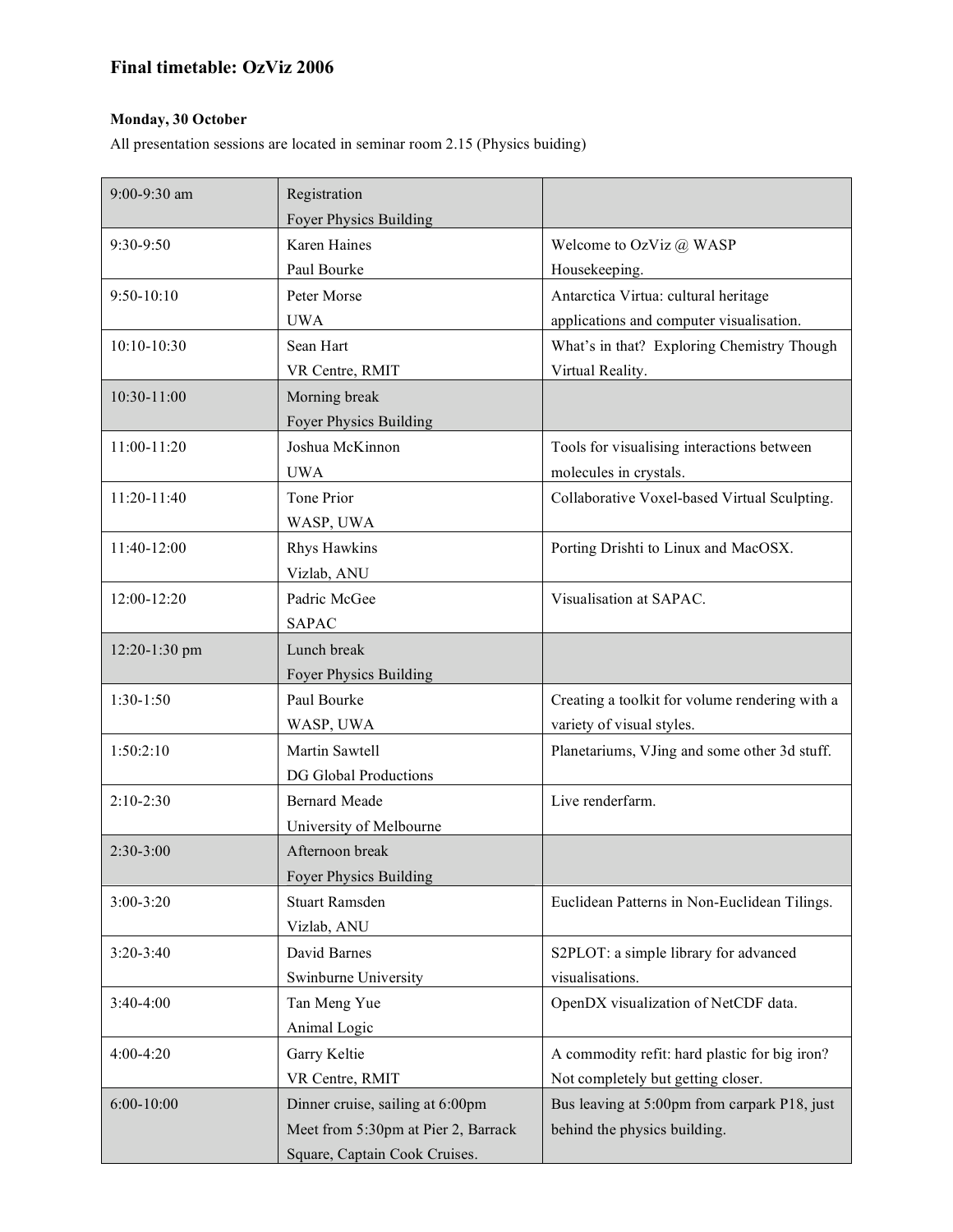## Final timetable: OzViz 2006

**Monday, 30 October**

All presentation sessions are located in seminar room 2.15 (Physics buiding)

| | | |
|---|---|---|
| 9:00-9:30 am | Registration<br>Foyer Physics Building | |
| 9:30-9:50 | Karen Haines<br>Paul Bourke | Welcome to OzViz @ WASP<br>Housekeeping. |
| 9:50-10:10 | Peter Morse<br>UWA | Antarctica Virtua: cultural heritage applications and computer visualisation. |
| 10:10-10:30 | Sean Hart<br>VR Centre, RMIT | What's in that? Exploring Chemistry Though Virtual Reality. |
| 10:30-11:00 | Morning break<br>Foyer Physics Building | |
| 11:00-11:20 | Joshua McKinnon<br>UWA | Tools for visualising interactions between molecules in crystals. |
| 11:20-11:40 | Tone Prior<br>WASP, UWA | Collaborative Voxel-based Virtual Sculpting. |
| 11:40-12:00 | Rhys Hawkins<br>Vizlab, ANU | Porting Drishti to Linux and MacOSX. |
| 12:00-12:20 | Padric McGee<br>SAPAC | Visualisation at SAPAC. |
| 12:20-1:30 pm | Lunch break<br>Foyer Physics Building | |
| 1:30-1:50 | Paul Bourke<br>WASP, UWA | Creating a toolkit for volume rendering with a variety of visual styles. |
| 1:50:2:10 | Martin Sawtell<br>DG Global Productions | Planetariums, VJing and some other 3d stuff. |
| 2:10-2:30 | Bernard Meade<br>University of Melbourne | Live renderfarm. |
| 2:30-3:00 | Afternoon break<br>Foyer Physics Building | |
| 3:00-3:20 | Stuart Ramsden<br>Vizlab, ANU | Euclidean Patterns in Non-Euclidean Tilings. |
| 3:20-3:40 | David Barnes<br>Swinburne University | S2PLOT: a simple library for advanced visualisations. |
| 3:40-4:00 | Tan Meng Yue<br>Animal Logic | OpenDX visualization of NetCDF data. |
| 4:00-4:20 | Garry Keltie<br>VR Centre, RMIT | A commodity refit: hard plastic for big iron? Not completely but getting closer. |
| 6:00-10:00 | Dinner cruise, sailing at 6:00pm<br>Meet from 5:30pm at Pier 2, Barrack Square, Captain Cook Cruises. | Bus leaving at 5:00pm from carpark P18, just behind the physics building. |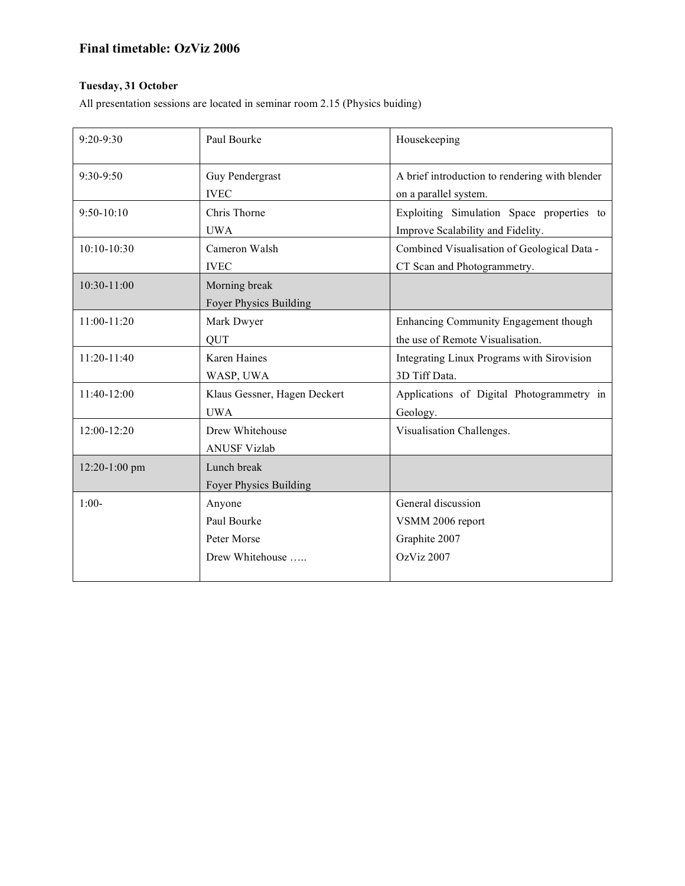## Final timetable: OzViz 2006

**Tuesday, 31 October**

All presentation sessions are located in seminar room 2.15 (Physics buiding)

| | | |
|---|---|---|
| 9:20-9:30 | Paul Bourke | Housekeeping |
| 9:30-9:50 | Guy Pendergrast<br>IVEC | A brief introduction to rendering with blender on a parallel system. |
| 9:50-10:10 | Chris Thorne<br>UWA | Exploiting Simulation Space properties to Improve Scalability and Fidelity. |
| 10:10-10:30 | Cameron Walsh<br>IVEC | Combined Visualisation of Geological Data - CT Scan and Photogrammetry. |
| 10:30-11:00 | Morning break<br>Foyer Physics Building | |
| 11:00-11:20 | Mark Dwyer<br>QUT | Enhancing Community Engagement though the use of Remote Visualisation. |
| 11:20-11:40 | Karen Haines<br>WASP, UWA | Integrating Linux Programs with Sirovision 3D Tiff Data. |
| 11:40-12:00 | Klaus Gessner, Hagen Deckert<br>UWA | Applications of Digital Photogrammetry in Geology. |
| 12:00-12:20 | Drew Whitehouse<br>ANUSF Vizlab | Visualisation Challenges. |
| 12:20-1:00 pm | Lunch break<br>Foyer Physics Building | |
| 1:00- | Anyone<br>Paul Bourke<br>Peter Morse<br>Drew Whitehouse ….. | General discussion<br>VSMM 2006 report<br>Graphite 2007<br>OzViz 2007 |